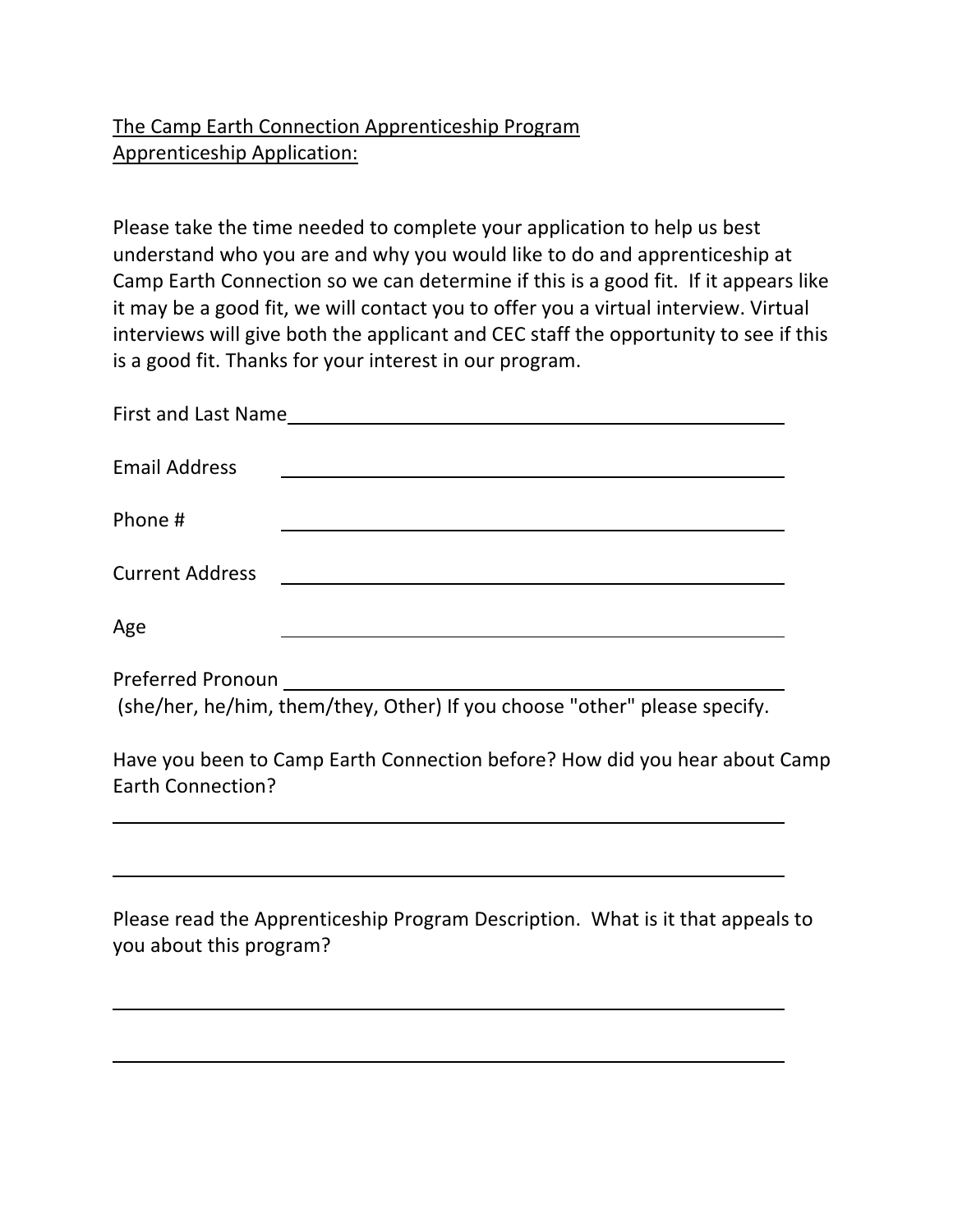<u>The Camp Earth Connection Apprenticeship Program</u>
<u>Apprenticeship Application:</u>

Please take the time needed to complete your application to help us best understand who you are and why you would like to do and apprenticeship at Camp Earth Connection so we can determine if this is a good fit. If it appears like it may be a good fit, we will contact you to offer you a virtual interview. Virtual interviews will give both the applicant and CEC staff the opportunity to see if this is a good fit. Thanks for your interest in our program.

First and Last Name ______________________________________________

Email Address ______________________________________________

Phone # ______________________________________________

Current Address ______________________________________________

Age ______________________________________________

Preferred Pronoun ______________________________________________
(she/her, he/him, them/they, Other) If you choose "other" please specify.

Have you been to Camp Earth Connection before? How did you hear about Camp Earth Connection?

______________________________________________________________

______________________________________________________________

Please read the Apprenticeship Program Description. What is it that appeals to you about this program?

______________________________________________________________

______________________________________________________________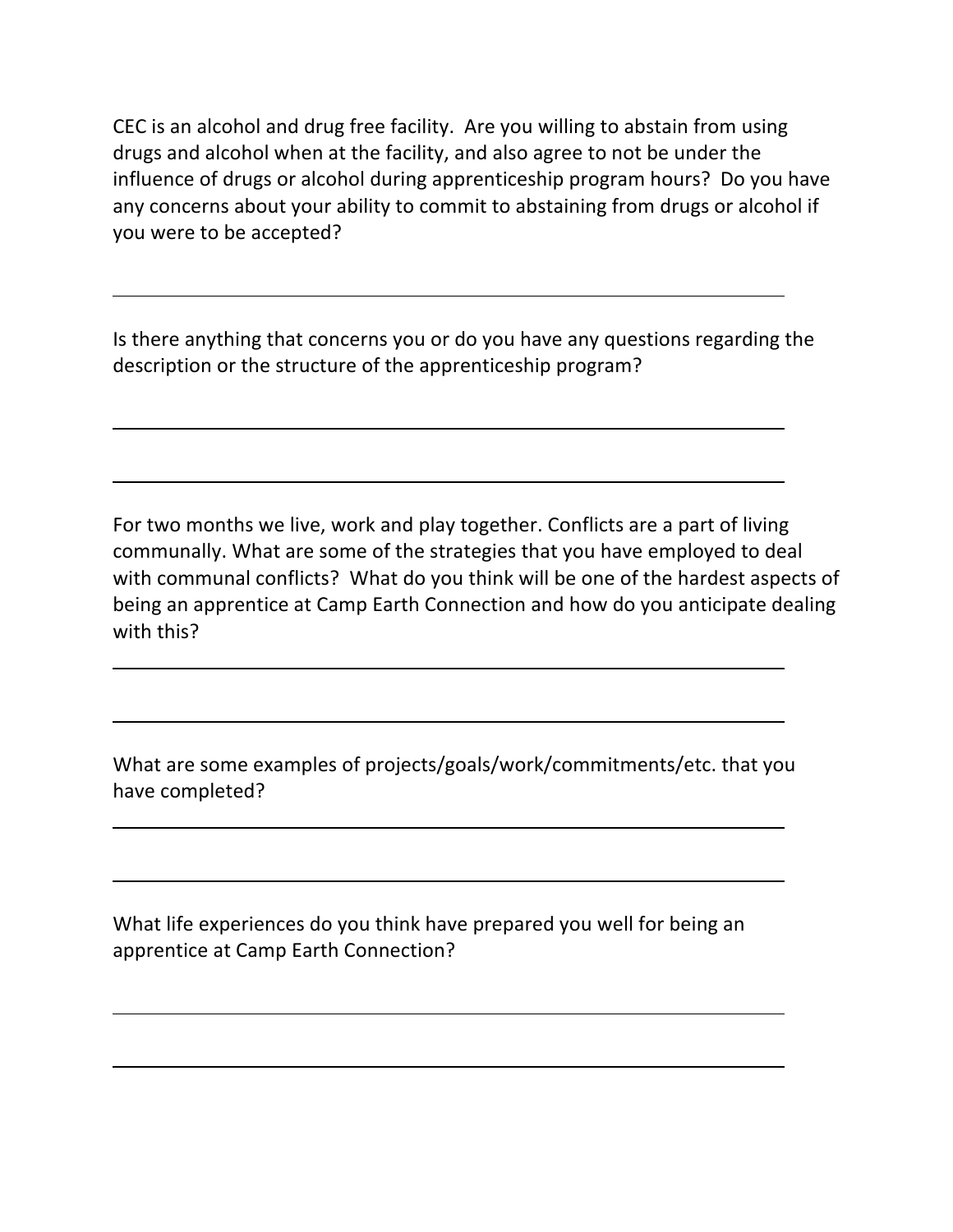CEC is an alcohol and drug free facility. Are you willing to abstain from using drugs and alcohol when at the facility, and also agree to not be under the influence of drugs or alcohol during apprenticeship program hours? Do you have any concerns about your ability to commit to abstaining from drugs or alcohol if you were to be accepted?

Is there anything that concerns you or do you have any questions regarding the description or the structure of the apprenticeship program?

For two months we live, work and play together. Conflicts are a part of living communally. What are some of the strategies that you have employed to deal with communal conflicts? What do you think will be one of the hardest aspects of being an apprentice at Camp Earth Connection and how do you anticipate dealing with this?

What are some examples of projects/goals/work/commitments/etc. that you have completed?

What life experiences do you think have prepared you well for being an apprentice at Camp Earth Connection?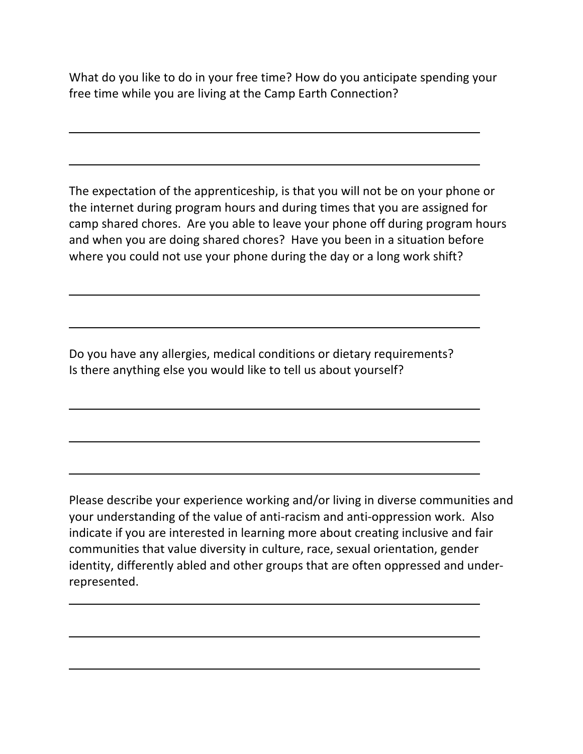What do you like to do in your free time? How do you anticipate spending your free time while you are living at the Camp Earth Connection?

\_\_\_\_\_\_\_\_\_\_\_\_\_\_\_\_\_\_\_\_\_\_\_\_\_\_\_\_\_\_\_\_\_\_\_\_\_\_\_\_\_\_\_\_\_\_\_\_\_\_\_\_\_\_\_\_\_\_

\_\_\_\_\_\_\_\_\_\_\_\_\_\_\_\_\_\_\_\_\_\_\_\_\_\_\_\_\_\_\_\_\_\_\_\_\_\_\_\_\_\_\_\_\_\_\_\_\_\_\_\_\_\_\_\_\_\_

The expectation of the apprenticeship, is that you will not be on your phone or the internet during program hours and during times that you are assigned for camp shared chores. Are you able to leave your phone off during program hours and when you are doing shared chores? Have you been in a situation before where you could not use your phone during the day or a long work shift?

\_\_\_\_\_\_\_\_\_\_\_\_\_\_\_\_\_\_\_\_\_\_\_\_\_\_\_\_\_\_\_\_\_\_\_\_\_\_\_\_\_\_\_\_\_\_\_\_\_\_\_\_\_\_\_\_\_\_

\_\_\_\_\_\_\_\_\_\_\_\_\_\_\_\_\_\_\_\_\_\_\_\_\_\_\_\_\_\_\_\_\_\_\_\_\_\_\_\_\_\_\_\_\_\_\_\_\_\_\_\_\_\_\_\_\_\_

Do you have any allergies, medical conditions or dietary requirements?
Is there anything else you would like to tell us about yourself?

\_\_\_\_\_\_\_\_\_\_\_\_\_\_\_\_\_\_\_\_\_\_\_\_\_\_\_\_\_\_\_\_\_\_\_\_\_\_\_\_\_\_\_\_\_\_\_\_\_\_\_\_\_\_\_\_\_\_

\_\_\_\_\_\_\_\_\_\_\_\_\_\_\_\_\_\_\_\_\_\_\_\_\_\_\_\_\_\_\_\_\_\_\_\_\_\_\_\_\_\_\_\_\_\_\_\_\_\_\_\_\_\_\_\_\_\_

\_\_\_\_\_\_\_\_\_\_\_\_\_\_\_\_\_\_\_\_\_\_\_\_\_\_\_\_\_\_\_\_\_\_\_\_\_\_\_\_\_\_\_\_\_\_\_\_\_\_\_\_\_\_\_\_\_\_

Please describe your experience working and/or living in diverse communities and your understanding of the value of anti-racism and anti-oppression work. Also indicate if you are interested in learning more about creating inclusive and fair communities that value diversity in culture, race, sexual orientation, gender identity, differently abled and other groups that are often oppressed and under-represented.

\_\_\_\_\_\_\_\_\_\_\_\_\_\_\_\_\_\_\_\_\_\_\_\_\_\_\_\_\_\_\_\_\_\_\_\_\_\_\_\_\_\_\_\_\_\_\_\_\_\_\_\_\_\_\_\_\_\_

\_\_\_\_\_\_\_\_\_\_\_\_\_\_\_\_\_\_\_\_\_\_\_\_\_\_\_\_\_\_\_\_\_\_\_\_\_\_\_\_\_\_\_\_\_\_\_\_\_\_\_\_\_\_\_\_\_\_

\_\_\_\_\_\_\_\_\_\_\_\_\_\_\_\_\_\_\_\_\_\_\_\_\_\_\_\_\_\_\_\_\_\_\_\_\_\_\_\_\_\_\_\_\_\_\_\_\_\_\_\_\_\_\_\_\_\_